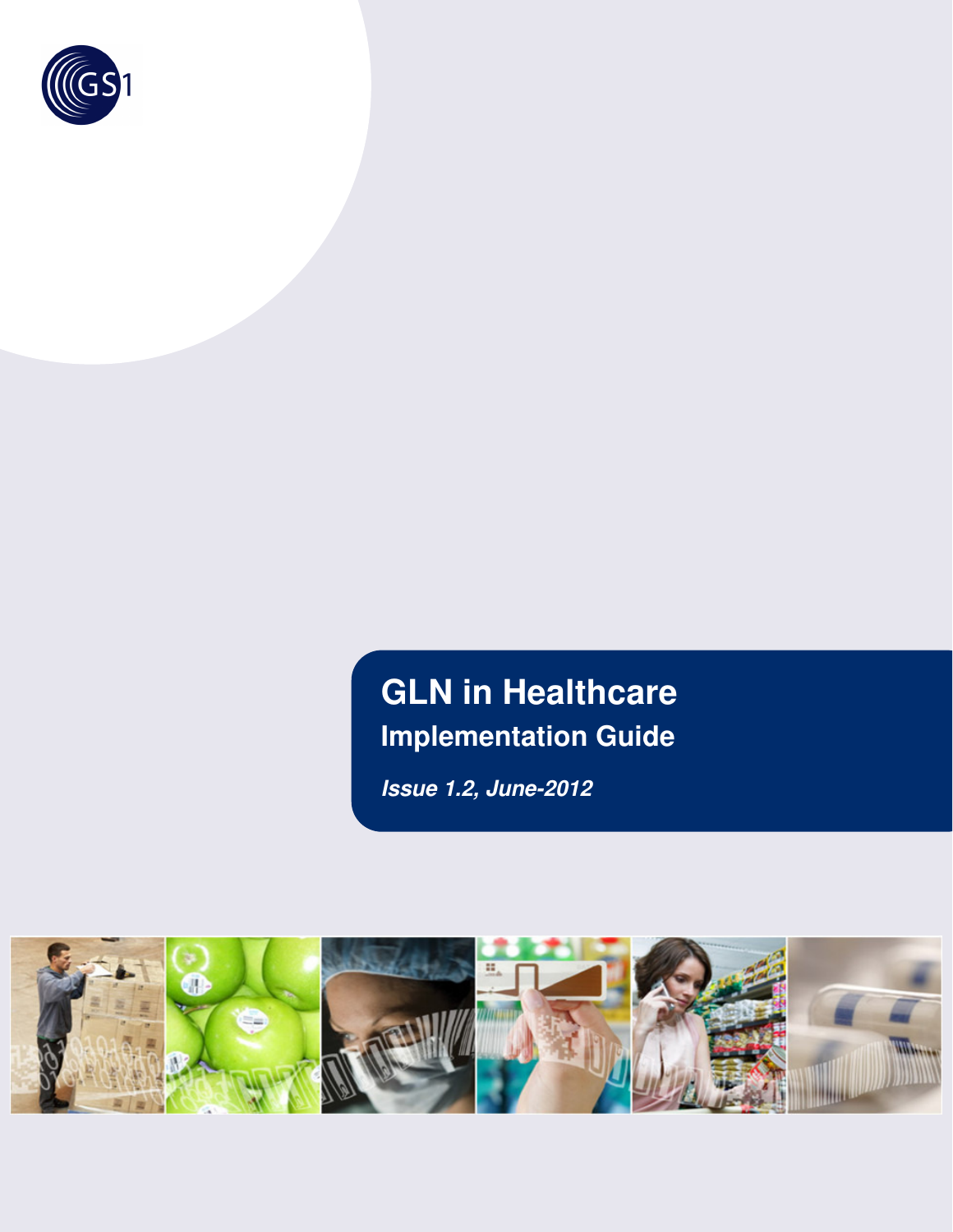# GLN in Healthcare

## Implementation Guide

***Issue 1.2, June-2012***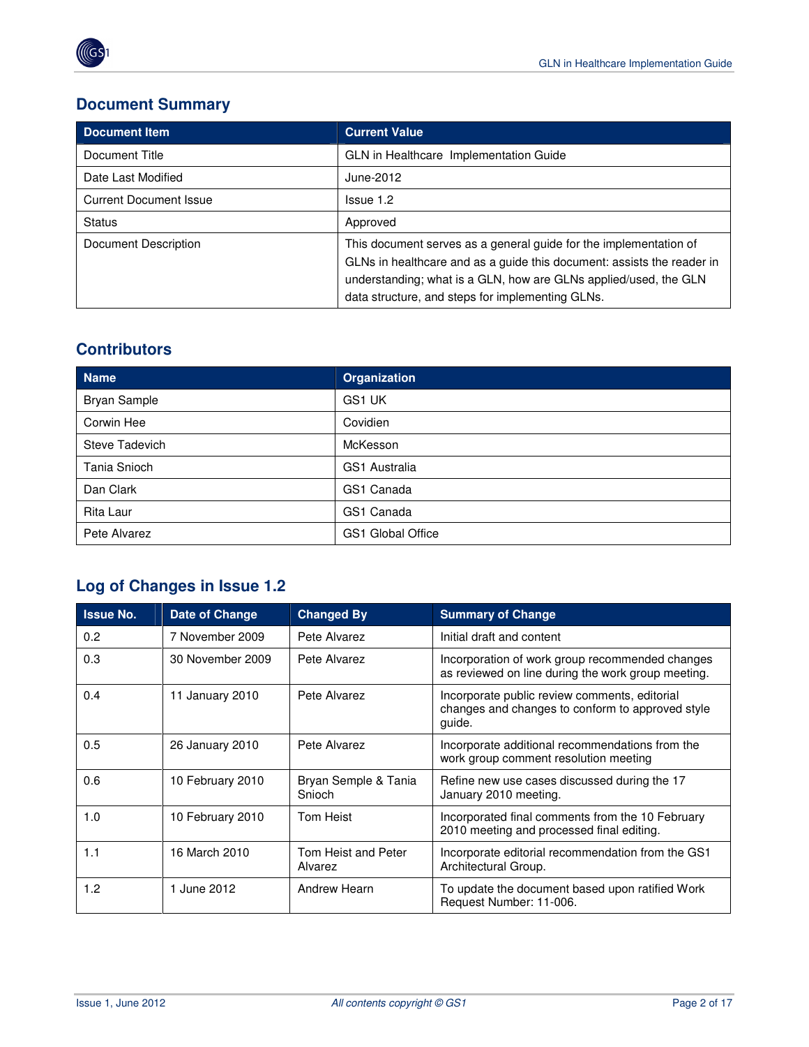## Document Summary

| Document Item | Current Value |
|---|---|
| Document Title | GLN in Healthcare  Implementation Guide |
| Date Last Modified | June-2012 |
| Current Document Issue | Issue 1.2 |
| Status | Approved |
| Document Description | This document serves as a general guide for the implementation of GLNs in healthcare and as a guide this document: assists the reader in understanding; what is a GLN, how are GLNs applied/used, the GLN data structure, and steps for implementing GLNs. |

## Contributors

| Name | Organization |
|---|---|
| Bryan Sample | GS1 UK |
| Corwin Hee | Covidien |
| Steve Tadevich | McKesson |
| Tania Snioch | GS1 Australia |
| Dan Clark | GS1 Canada |
| Rita Laur | GS1 Canada |
| Pete Alvarez | GS1 Global Office |

## Log of Changes in Issue 1.2

| Issue No. | Date of Change | Changed By | Summary of Change |
|---|---|---|---|
| 0.2 | 7 November 2009 | Pete Alvarez | Initial draft and content |
| 0.3 | 30 November 2009 | Pete Alvarez | Incorporation of work group recommended changes as reviewed on line during the work group meeting. |
| 0.4 | 11 January 2010 | Pete Alvarez | Incorporate public review comments, editorial changes and changes to conform to approved style guide. |
| 0.5 | 26 January 2010 | Pete Alvarez | Incorporate additional recommendations from the work group comment resolution meeting |
| 0.6 | 10 February 2010 | Bryan Semple & Tania Snioch | Refine new use cases discussed during the 17 January 2010 meeting. |
| 1.0 | 10 February 2010 | Tom Heist | Incorporated final comments from the 10 February 2010 meeting and processed final editing. |
| 1.1 | 16 March 2010 | Tom Heist and Peter Alvarez | Incorporate editorial recommendation from the GS1 Architectural Group. |
| 1.2 | 1 June 2012 | Andrew Hearn | To update the document based upon ratified Work Request Number: 11-006. |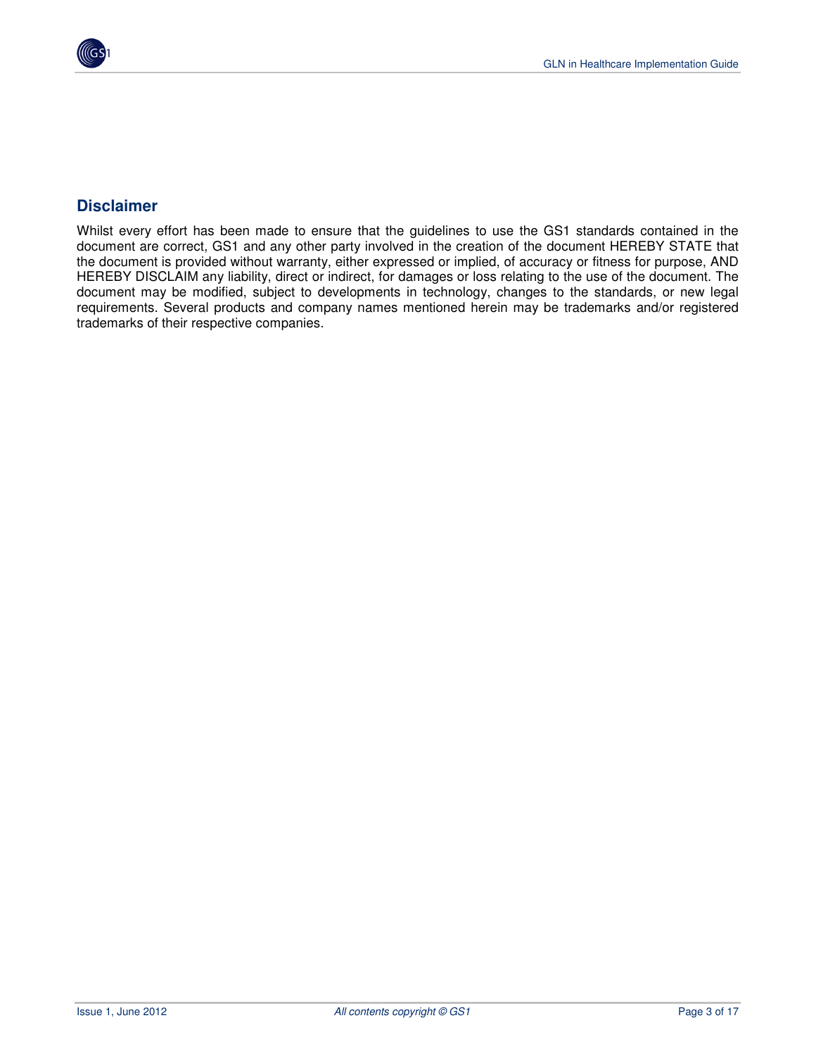## Disclaimer

Whilst every effort has been made to ensure that the guidelines to use the GS1 standards contained in the document are correct, GS1 and any other party involved in the creation of the document HEREBY STATE that the document is provided without warranty, either expressed or implied, of accuracy or fitness for purpose, AND HEREBY DISCLAIM any liability, direct or indirect, for damages or loss relating to the use of the document. The document may be modified, subject to developments in technology, changes to the standards, or new legal requirements. Several products and company names mentioned herein may be trademarks and/or registered trademarks of their respective companies.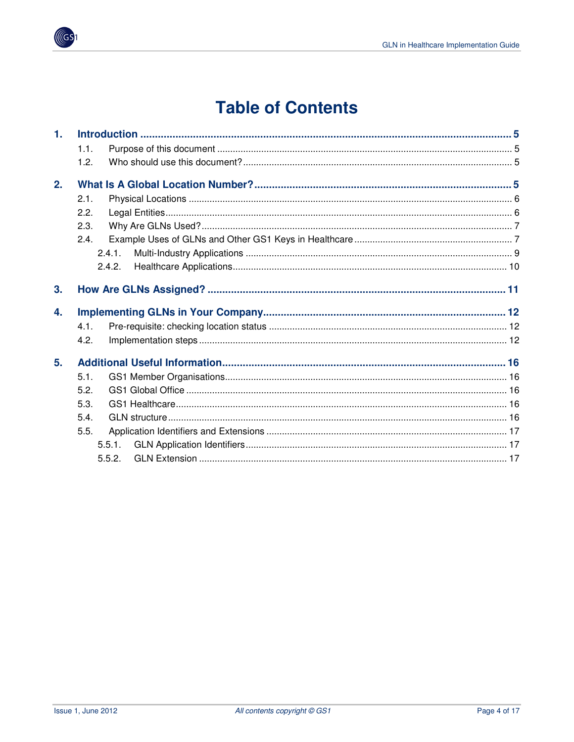# Table of Contents

**1. Introduction ..... 5**

- 1.1. Purpose of this document ..... 5
- 1.2. Who should use this document? ..... 5

**2. What Is A Global Location Number? ..... 5**

- 2.1. Physical Locations ..... 6
- 2.2. Legal Entities ..... 6
- 2.3. Why Are GLNs Used? ..... 7
- 2.4. Example Uses of GLNs and Other GS1 Keys in Healthcare ..... 7
  - 2.4.1. Multi-Industry Applications ..... 9
  - 2.4.2. Healthcare Applications ..... 10

**3. How Are GLNs Assigned? ..... 11**

**4. Implementing GLNs in Your Company ..... 12**

- 4.1. Pre-requisite: checking location status ..... 12
- 4.2. Implementation steps ..... 12

**5. Additional Useful Information ..... 16**

- 5.1. GS1 Member Organisations ..... 16
- 5.2. GS1 Global Office ..... 16
- 5.3. GS1 Healthcare ..... 16
- 5.4. GLN structure ..... 16
- 5.5. Application Identifiers and Extensions ..... 17
  - 5.5.1. GLN Application Identifiers ..... 17
  - 5.5.2. GLN Extension ..... 17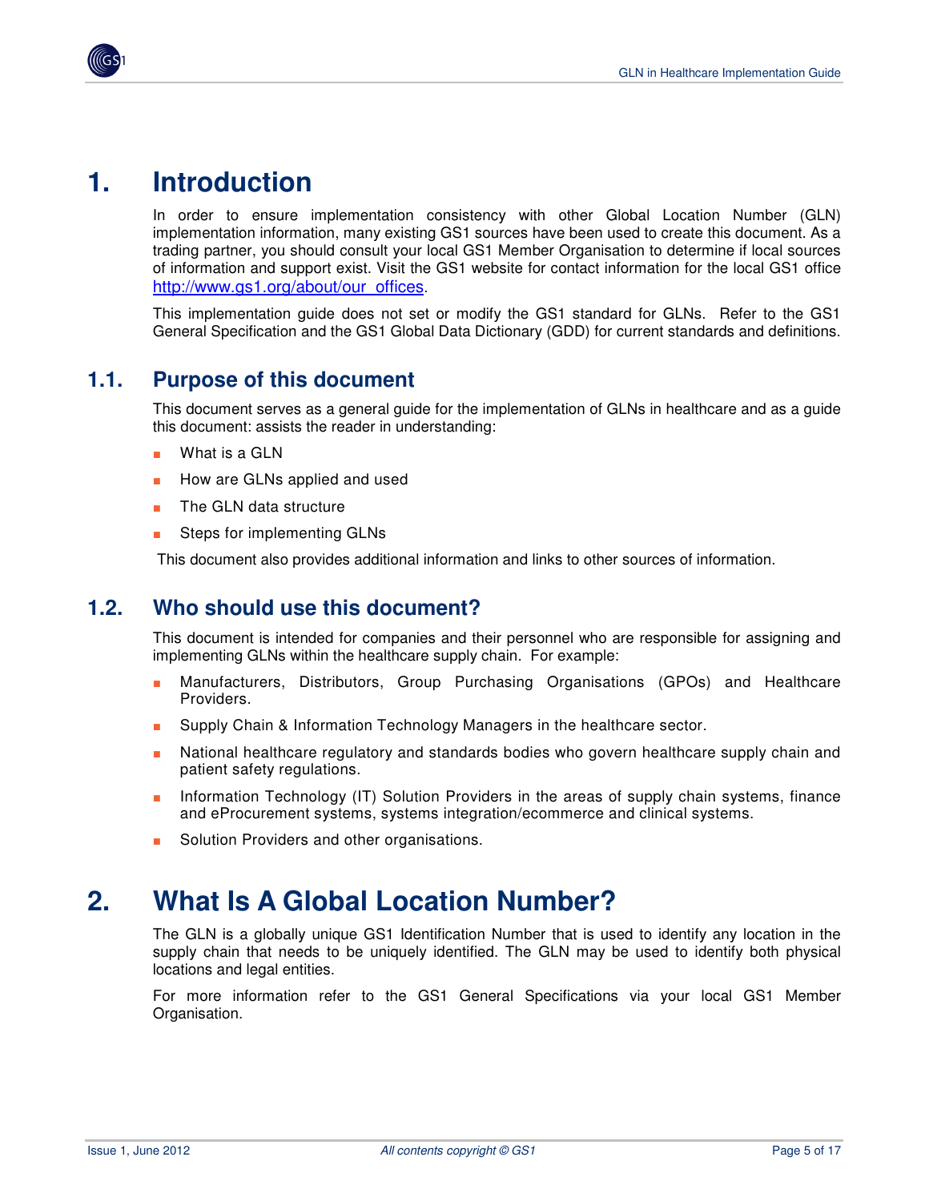# 1. Introduction

In order to ensure implementation consistency with other Global Location Number (GLN) implementation information, many existing GS1 sources have been used to create this document. As a trading partner, you should consult your local GS1 Member Organisation to determine if local sources of information and support exist. Visit the GS1 website for contact information for the local GS1 office http://www.gs1.org/about/our_offices.

This implementation guide does not set or modify the GS1 standard for GLNs. Refer to the GS1 General Specification and the GS1 Global Data Dictionary (GDD) for current standards and definitions.

## 1.1. Purpose of this document

This document serves as a general guide for the implementation of GLNs in healthcare and as a guide this document: assists the reader in understanding:

- What is a GLN
- How are GLNs applied and used
- The GLN data structure
- Steps for implementing GLNs

This document also provides additional information and links to other sources of information.

## 1.2. Who should use this document?

This document is intended for companies and their personnel who are responsible for assigning and implementing GLNs within the healthcare supply chain. For example:

- Manufacturers, Distributors, Group Purchasing Organisations (GPOs) and Healthcare Providers.
- Supply Chain & Information Technology Managers in the healthcare sector.
- National healthcare regulatory and standards bodies who govern healthcare supply chain and patient safety regulations.
- Information Technology (IT) Solution Providers in the areas of supply chain systems, finance and eProcurement systems, systems integration/ecommerce and clinical systems.
- Solution Providers and other organisations.

# 2. What Is A Global Location Number?

The GLN is a globally unique GS1 Identification Number that is used to identify any location in the supply chain that needs to be uniquely identified. The GLN may be used to identify both physical locations and legal entities.

For more information refer to the GS1 General Specifications via your local GS1 Member Organisation.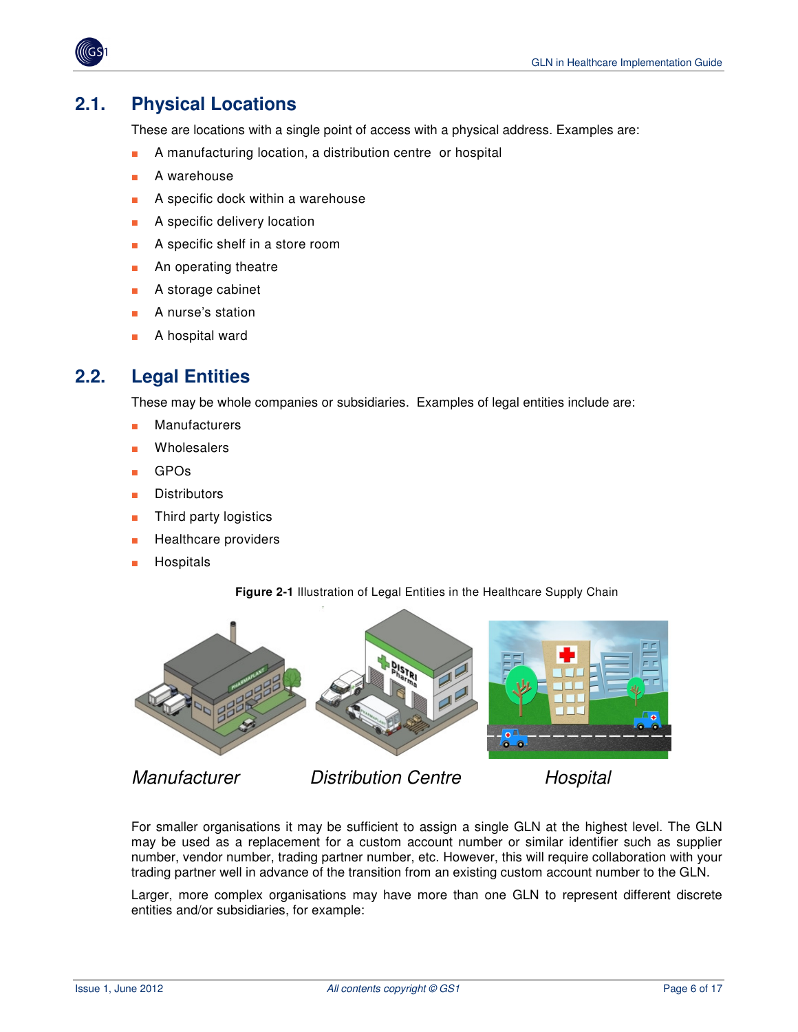## 2.1. Physical Locations

These are locations with a single point of access with a physical address. Examples are:

- A manufacturing location, a distribution centre or hospital
- A warehouse
- A specific dock within a warehouse
- A specific delivery location
- A specific shelf in a store room
- An operating theatre
- A storage cabinet
- A nurse's station
- A hospital ward

## 2.2. Legal Entities

These may be whole companies or subsidiaries. Examples of legal entities include are:

- Manufacturers
- Wholesalers
- GPOs
- Distributors
- Third party logistics
- Healthcare providers
- Hospitals

**Figure 2-1** Illustration of Legal Entities in the Healthcare Supply Chain

*Manufacturer*

*Distribution Centre*

*Hospital*

For smaller organisations it may be sufficient to assign a single GLN at the highest level. The GLN may be used as a replacement for a custom account number or similar identifier such as supplier number, vendor number, trading partner number, etc. However, this will require collaboration with your trading partner well in advance of the transition from an existing custom account number to the GLN.

Larger, more complex organisations may have more than one GLN to represent different discrete entities and/or subsidiaries, for example: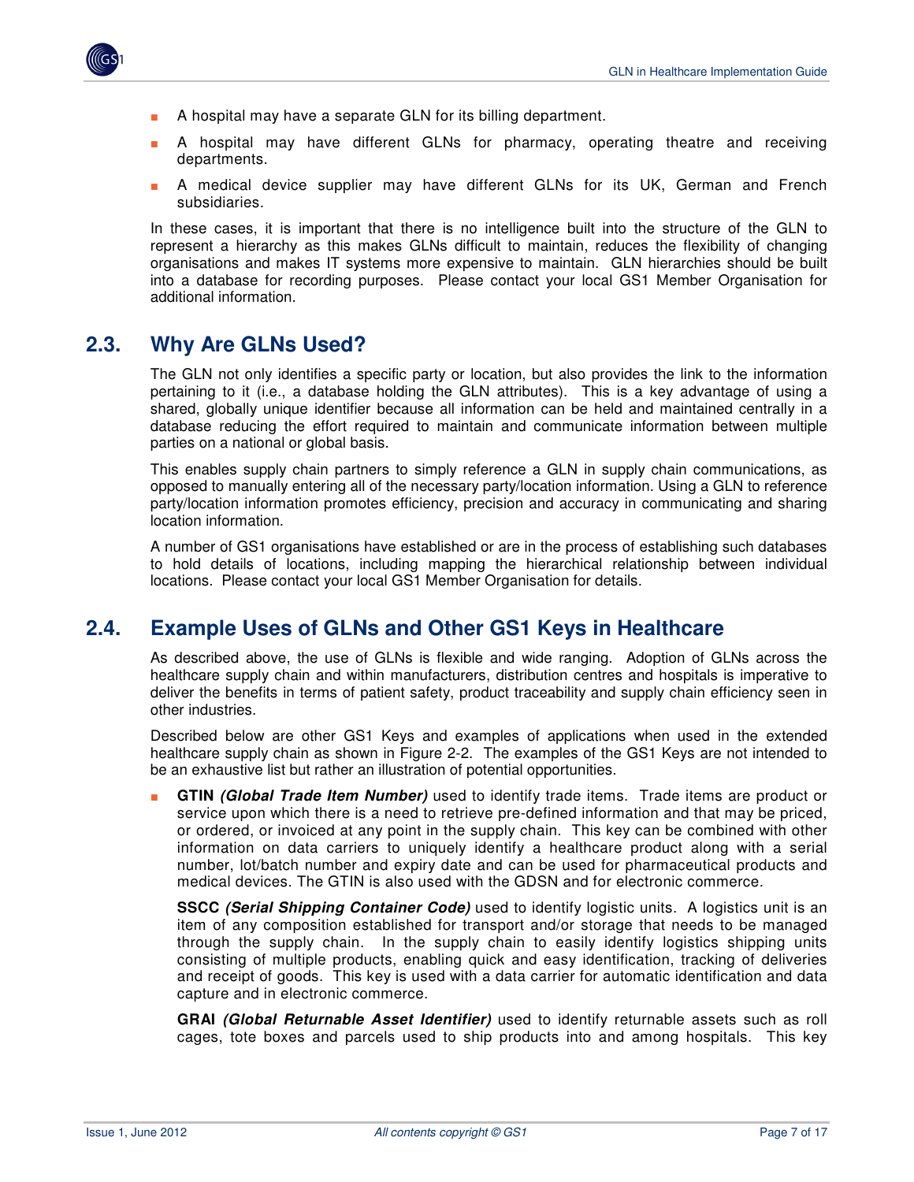- A hospital may have a separate GLN for its billing department.
- A hospital may have different GLNs for pharmacy, operating theatre and receiving departments.
- A medical device supplier may have different GLNs for its UK, German and French subsidiaries.

In these cases, it is important that there is no intelligence built into the structure of the GLN to represent a hierarchy as this makes GLNs difficult to maintain, reduces the flexibility of changing organisations and makes IT systems more expensive to maintain. GLN hierarchies should be built into a database for recording purposes. Please contact your local GS1 Member Organisation for additional information.

## 2.3. Why Are GLNs Used?

The GLN not only identifies a specific party or location, but also provides the link to the information pertaining to it (i.e., a database holding the GLN attributes). This is a key advantage of using a shared, globally unique identifier because all information can be held and maintained centrally in a database reducing the effort required to maintain and communicate information between multiple parties on a national or global basis.

This enables supply chain partners to simply reference a GLN in supply chain communications, as opposed to manually entering all of the necessary party/location information. Using a GLN to reference party/location information promotes efficiency, precision and accuracy in communicating and sharing location information.

A number of GS1 organisations have established or are in the process of establishing such databases to hold details of locations, including mapping the hierarchical relationship between individual locations. Please contact your local GS1 Member Organisation for details.

## 2.4. Example Uses of GLNs and Other GS1 Keys in Healthcare

As described above, the use of GLNs is flexible and wide ranging. Adoption of GLNs across the healthcare supply chain and within manufacturers, distribution centres and hospitals is imperative to deliver the benefits in terms of patient safety, product traceability and supply chain efficiency seen in other industries.

Described below are other GS1 Keys and examples of applications when used in the extended healthcare supply chain as shown in Figure 2-2. The examples of the GS1 Keys are not intended to be an exhaustive list but rather an illustration of potential opportunities.

- **GTIN *(Global Trade Item Number)*** used to identify trade items. Trade items are product or service upon which there is a need to retrieve pre-defined information and that may be priced, or ordered, or invoiced at any point in the supply chain. This key can be combined with other information on data carriers to uniquely identify a healthcare product along with a serial number, lot/batch number and expiry date and can be used for pharmaceutical products and medical devices. The GTIN is also used with the GDSN and for electronic commerce.

  **SSCC *(Serial Shipping Container Code)*** used to identify logistic units. A logistics unit is an item of any composition established for transport and/or storage that needs to be managed through the supply chain. In the supply chain to easily identify logistics shipping units consisting of multiple products, enabling quick and easy identification, tracking of deliveries and receipt of goods. This key is used with a data carrier for automatic identification and data capture and in electronic commerce.

  **GRAI *(Global Returnable Asset Identifier)*** used to identify returnable assets such as roll cages, tote boxes and parcels used to ship products into and among hospitals. This key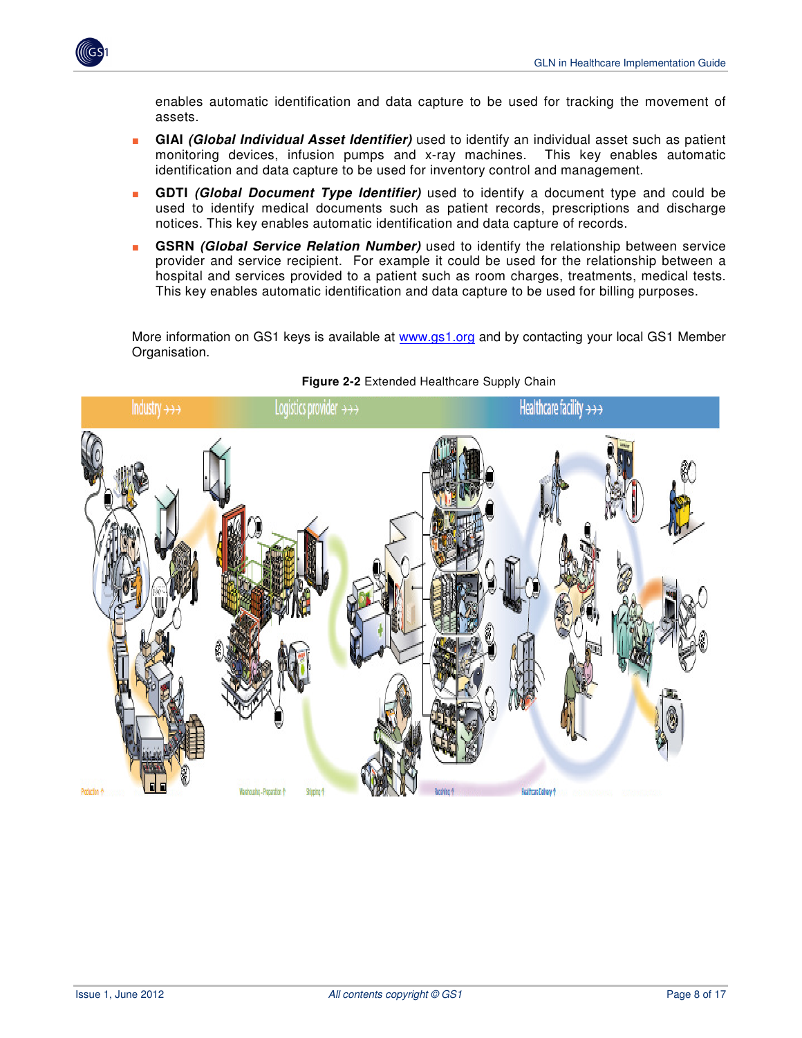enables automatic identification and data capture to be used for tracking the movement of assets.

- **GIAI** ***(Global Individual Asset Identifier)*** used to identify an individual asset such as patient monitoring devices, infusion pumps and x-ray machines. This key enables automatic identification and data capture to be used for inventory control and management.
- **GDTI** ***(Global Document Type Identifier)*** used to identify a document type and could be used to identify medical documents such as patient records, prescriptions and discharge notices. This key enables automatic identification and data capture of records.
- **GSRN** ***(Global Service Relation Number)*** used to identify the relationship between service provider and service recipient. For example it could be used for the relationship between a hospital and services provided to a patient such as room charges, treatments, medical tests. This key enables automatic identification and data capture to be used for billing purposes.

More information on GS1 keys is available at [www.gs1.org](http://www.gs1.org) and by contacting your local GS1 Member Organisation.

**Figure 2-2** Extended Healthcare Supply Chain

Industry
Logistics provider
Healthcare facility
Production
Warehousing - Preparation
Shipping
Receiving
Healthcare Delivery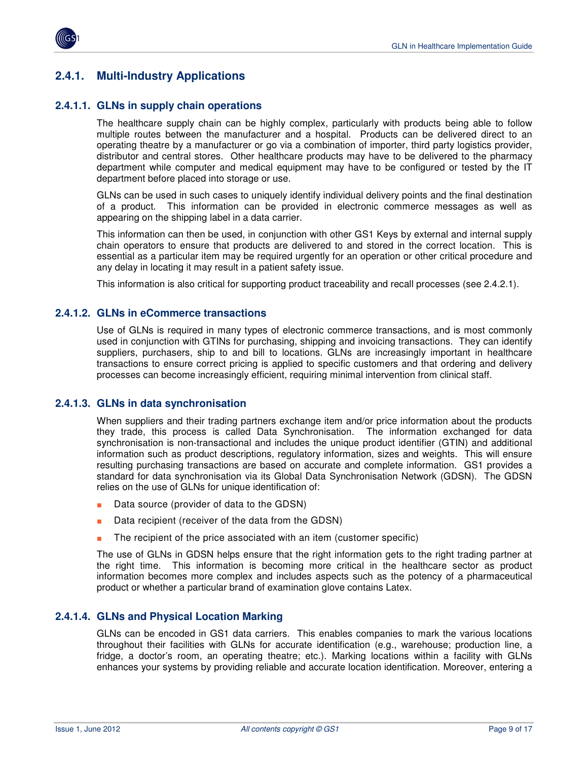### 2.4.1. Multi-Industry Applications

#### 2.4.1.1. GLNs in supply chain operations

The healthcare supply chain can be highly complex, particularly with products being able to follow multiple routes between the manufacturer and a hospital. Products can be delivered direct to an operating theatre by a manufacturer or go via a combination of importer, third party logistics provider, distributor and central stores. Other healthcare products may have to be delivered to the pharmacy department while computer and medical equipment may have to be configured or tested by the IT department before placed into storage or use.

GLNs can be used in such cases to uniquely identify individual delivery points and the final destination of a product. This information can be provided in electronic commerce messages as well as appearing on the shipping label in a data carrier.

This information can then be used, in conjunction with other GS1 Keys by external and internal supply chain operators to ensure that products are delivered to and stored in the correct location. This is essential as a particular item may be required urgently for an operation or other critical procedure and any delay in locating it may result in a patient safety issue.

This information is also critical for supporting product traceability and recall processes (see 2.4.2.1).

#### 2.4.1.2. GLNs in eCommerce transactions

Use of GLNs is required in many types of electronic commerce transactions, and is most commonly used in conjunction with GTINs for purchasing, shipping and invoicing transactions. They can identify suppliers, purchasers, ship to and bill to locations. GLNs are increasingly important in healthcare transactions to ensure correct pricing is applied to specific customers and that ordering and delivery processes can become increasingly efficient, requiring minimal intervention from clinical staff.

#### 2.4.1.3. GLNs in data synchronisation

When suppliers and their trading partners exchange item and/or price information about the products they trade, this process is called Data Synchronisation. The information exchanged for data synchronisation is non-transactional and includes the unique product identifier (GTIN) and additional information such as product descriptions, regulatory information, sizes and weights. This will ensure resulting purchasing transactions are based on accurate and complete information. GS1 provides a standard for data synchronisation via its Global Data Synchronisation Network (GDSN). The GDSN relies on the use of GLNs for unique identification of:

- Data source (provider of data to the GDSN)
- Data recipient (receiver of the data from the GDSN)
- The recipient of the price associated with an item (customer specific)

The use of GLNs in GDSN helps ensure that the right information gets to the right trading partner at the right time. This information is becoming more critical in the healthcare sector as product information becomes more complex and includes aspects such as the potency of a pharmaceutical product or whether a particular brand of examination glove contains Latex.

#### 2.4.1.4. GLNs and Physical Location Marking

GLNs can be encoded in GS1 data carriers. This enables companies to mark the various locations throughout their facilities with GLNs for accurate identification (e.g., warehouse; production line, a fridge, a doctor's room, an operating theatre; etc.). Marking locations within a facility with GLNs enhances your systems by providing reliable and accurate location identification. Moreover, entering a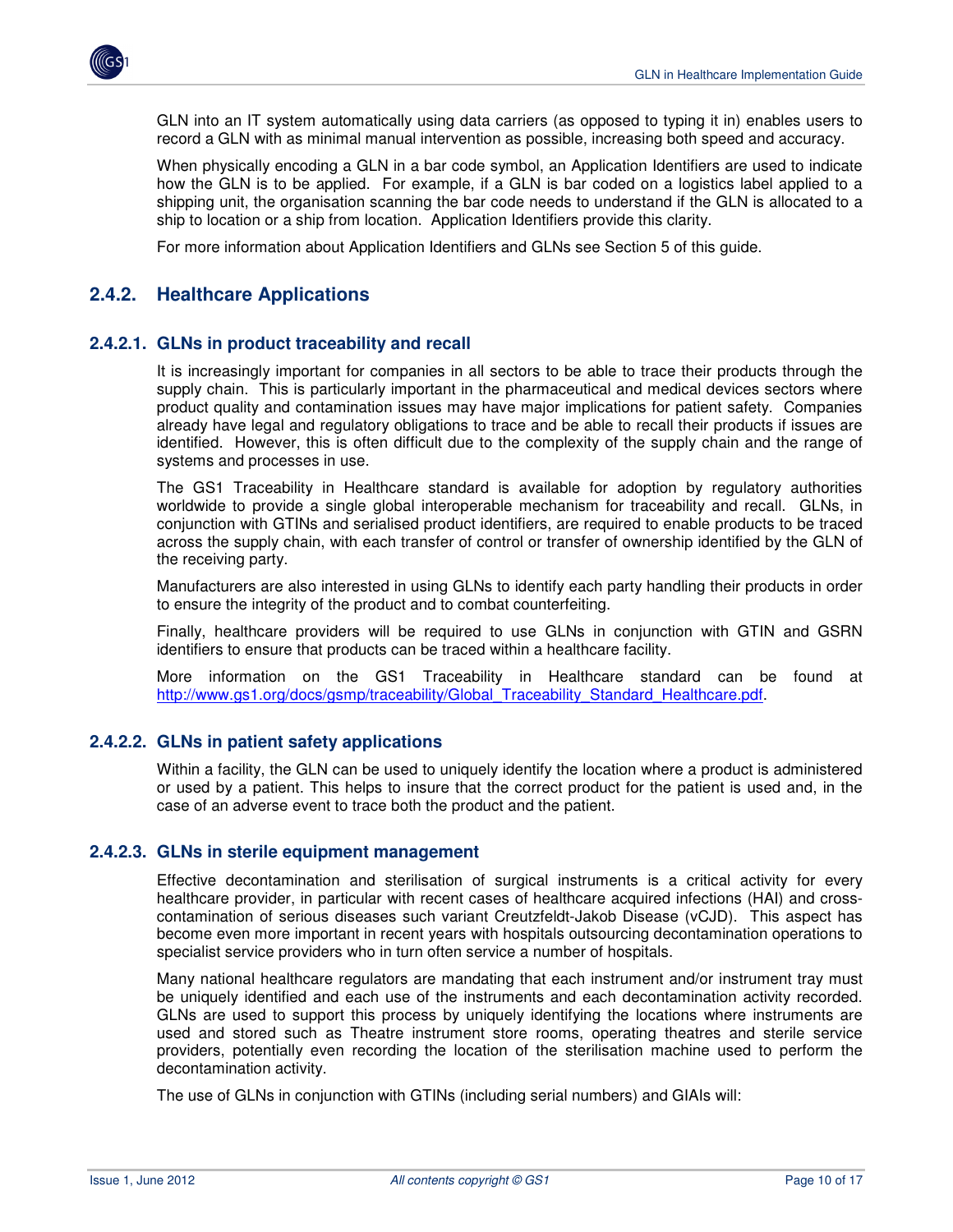GLN into an IT system automatically using data carriers (as opposed to typing it in) enables users to record a GLN with as minimal manual intervention as possible, increasing both speed and accuracy.

When physically encoding a GLN in a bar code symbol, an Application Identifiers are used to indicate how the GLN is to be applied. For example, if a GLN is bar coded on a logistics label applied to a shipping unit, the organisation scanning the bar code needs to understand if the GLN is allocated to a ship to location or a ship from location. Application Identifiers provide this clarity.

For more information about Application Identifiers and GLNs see Section 5 of this guide.

## 2.4.2. Healthcare Applications

### 2.4.2.1. GLNs in product traceability and recall

It is increasingly important for companies in all sectors to be able to trace their products through the supply chain. This is particularly important in the pharmaceutical and medical devices sectors where product quality and contamination issues may have major implications for patient safety. Companies already have legal and regulatory obligations to trace and be able to recall their products if issues are identified. However, this is often difficult due to the complexity of the supply chain and the range of systems and processes in use.

The GS1 Traceability in Healthcare standard is available for adoption by regulatory authorities worldwide to provide a single global interoperable mechanism for traceability and recall. GLNs, in conjunction with GTINs and serialised product identifiers, are required to enable products to be traced across the supply chain, with each transfer of control or transfer of ownership identified by the GLN of the receiving party.

Manufacturers are also interested in using GLNs to identify each party handling their products in order to ensure the integrity of the product and to combat counterfeiting.

Finally, healthcare providers will be required to use GLNs in conjunction with GTIN and GSRN identifiers to ensure that products can be traced within a healthcare facility.

More information on the GS1 Traceability in Healthcare standard can be found at http://www.gs1.org/docs/gsmp/traceability/Global_Traceability_Standard_Healthcare.pdf.

### 2.4.2.2. GLNs in patient safety applications

Within a facility, the GLN can be used to uniquely identify the location where a product is administered or used by a patient. This helps to insure that the correct product for the patient is used and, in the case of an adverse event to trace both the product and the patient.

### 2.4.2.3. GLNs in sterile equipment management

Effective decontamination and sterilisation of surgical instruments is a critical activity for every healthcare provider, in particular with recent cases of healthcare acquired infections (HAI) and cross-contamination of serious diseases such variant Creutzfeldt-Jakob Disease (vCJD). This aspect has become even more important in recent years with hospitals outsourcing decontamination operations to specialist service providers who in turn often service a number of hospitals.

Many national healthcare regulators are mandating that each instrument and/or instrument tray must be uniquely identified and each use of the instruments and each decontamination activity recorded. GLNs are used to support this process by uniquely identifying the locations where instruments are used and stored such as Theatre instrument store rooms, operating theatres and sterile service providers, potentially even recording the location of the sterilisation machine used to perform the decontamination activity.

The use of GLNs in conjunction with GTINs (including serial numbers) and GIAIs will: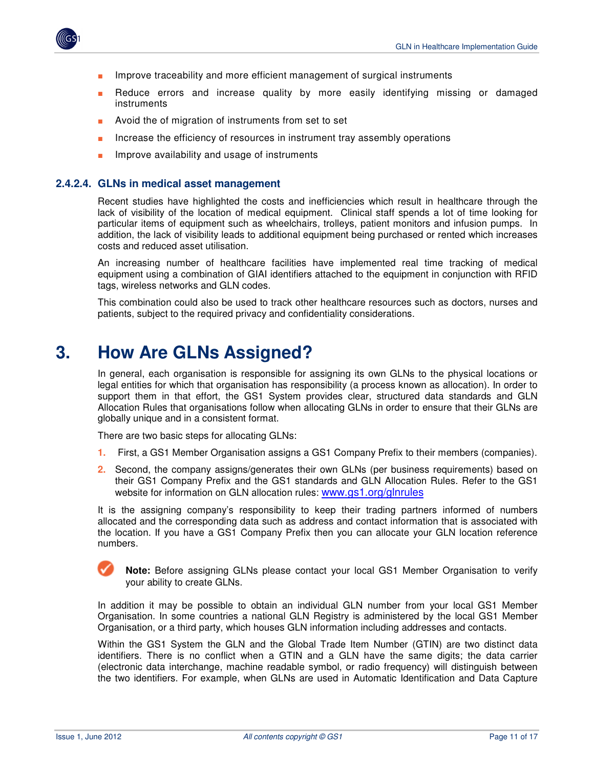- Improve traceability and more efficient management of surgical instruments
- Reduce errors and increase quality by more easily identifying missing or damaged instruments
- Avoid the of migration of instruments from set to set
- Increase the efficiency of resources in instrument tray assembly operations
- Improve availability and usage of instruments

#### 2.4.2.4. GLNs in medical asset management

Recent studies have highlighted the costs and inefficiencies which result in healthcare through the lack of visibility of the location of medical equipment. Clinical staff spends a lot of time looking for particular items of equipment such as wheelchairs, trolleys, patient monitors and infusion pumps. In addition, the lack of visibility leads to additional equipment being purchased or rented which increases costs and reduced asset utilisation.

An increasing number of healthcare facilities have implemented real time tracking of medical equipment using a combination of GIAI identifiers attached to the equipment in conjunction with RFID tags, wireless networks and GLN codes.

This combination could also be used to track other healthcare resources such as doctors, nurses and patients, subject to the required privacy and confidentiality considerations.

# 3. How Are GLNs Assigned?

In general, each organisation is responsible for assigning its own GLNs to the physical locations or legal entities for which that organisation has responsibility (a process known as allocation). In order to support them in that effort, the GS1 System provides clear, structured data standards and GLN Allocation Rules that organisations follow when allocating GLNs in order to ensure that their GLNs are globally unique and in a consistent format.

There are two basic steps for allocating GLNs:

1. First, a GS1 Member Organisation assigns a GS1 Company Prefix to their members (companies).
2. Second, the company assigns/generates their own GLNs (per business requirements) based on their GS1 Company Prefix and the GS1 standards and GLN Allocation Rules. Refer to the GS1 website for information on GLN allocation rules: www.gs1.org/glnrules

It is the assigning company's responsibility to keep their trading partners informed of numbers allocated and the corresponding data such as address and contact information that is associated with the location. If you have a GS1 Company Prefix then you can allocate your GLN location reference numbers.

**Note:** Before assigning GLNs please contact your local GS1 Member Organisation to verify your ability to create GLNs.

In addition it may be possible to obtain an individual GLN number from your local GS1 Member Organisation. In some countries a national GLN Registry is administered by the local GS1 Member Organisation, or a third party, which houses GLN information including addresses and contacts.

Within the GS1 System the GLN and the Global Trade Item Number (GTIN) are two distinct data identifiers. There is no conflict when a GTIN and a GLN have the same digits; the data carrier (electronic data interchange, machine readable symbol, or radio frequency) will distinguish between the two identifiers. For example, when GLNs are used in Automatic Identification and Data Capture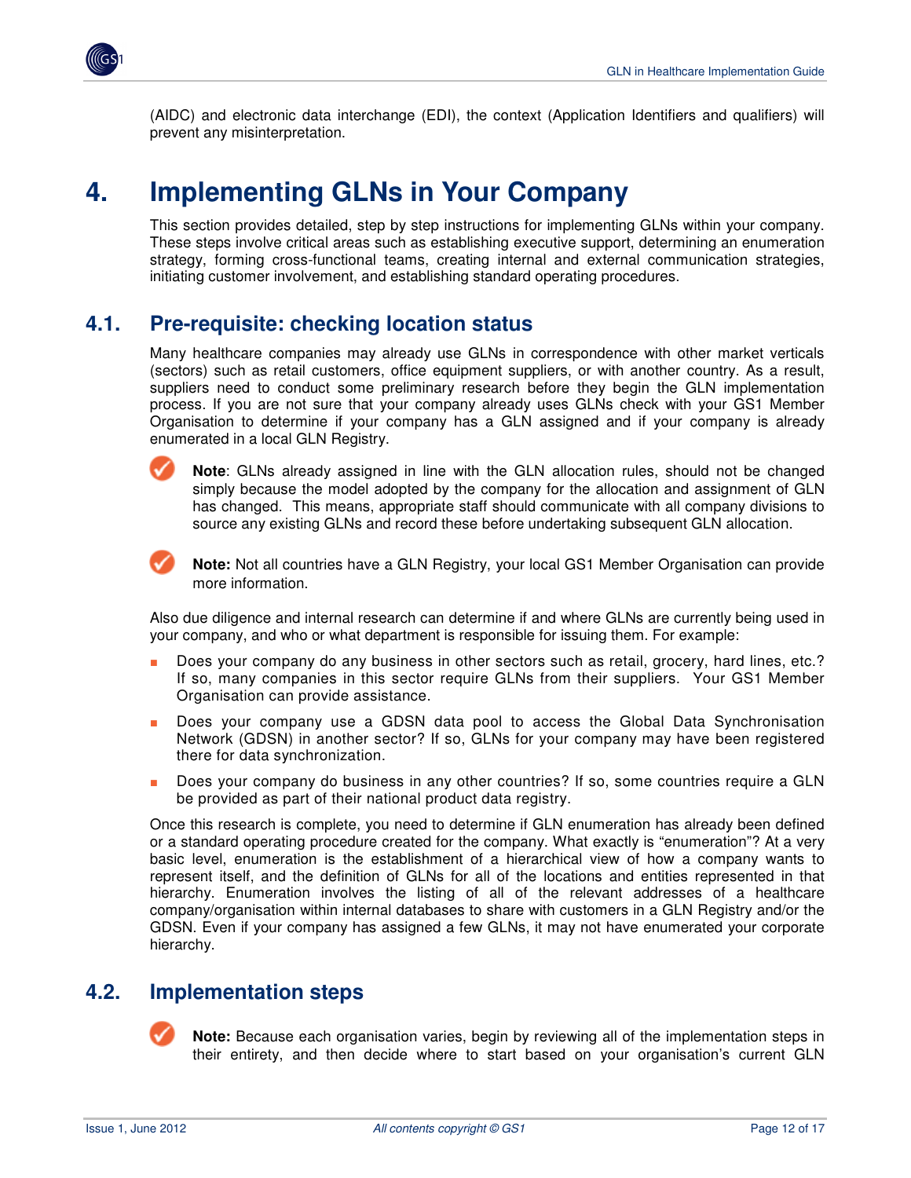(AIDC) and electronic data interchange (EDI), the context (Application Identifiers and qualifiers) will prevent any misinterpretation.

# 4. Implementing GLNs in Your Company

This section provides detailed, step by step instructions for implementing GLNs within your company. These steps involve critical areas such as establishing executive support, determining an enumeration strategy, forming cross-functional teams, creating internal and external communication strategies, initiating customer involvement, and establishing standard operating procedures.

## 4.1. Pre-requisite: checking location status

Many healthcare companies may already use GLNs in correspondence with other market verticals (sectors) such as retail customers, office equipment suppliers, or with another country. As a result, suppliers need to conduct some preliminary research before they begin the GLN implementation process. If you are not sure that your company already uses GLNs check with your GS1 Member Organisation to determine if your company has a GLN assigned and if your company is already enumerated in a local GLN Registry.

**Note**: GLNs already assigned in line with the GLN allocation rules, should not be changed simply because the model adopted by the company for the allocation and assignment of GLN has changed. This means, appropriate staff should communicate with all company divisions to source any existing GLNs and record these before undertaking subsequent GLN allocation.

**Note:** Not all countries have a GLN Registry, your local GS1 Member Organisation can provide more information.

Also due diligence and internal research can determine if and where GLNs are currently being used in your company, and who or what department is responsible for issuing them. For example:

- Does your company do any business in other sectors such as retail, grocery, hard lines, etc.? If so, many companies in this sector require GLNs from their suppliers. Your GS1 Member Organisation can provide assistance.
- Does your company use a GDSN data pool to access the Global Data Synchronisation Network (GDSN) in another sector? If so, GLNs for your company may have been registered there for data synchronization.
- Does your company do business in any other countries? If so, some countries require a GLN be provided as part of their national product data registry.

Once this research is complete, you need to determine if GLN enumeration has already been defined or a standard operating procedure created for the company. What exactly is "enumeration"? At a very basic level, enumeration is the establishment of a hierarchical view of how a company wants to represent itself, and the definition of GLNs for all of the locations and entities represented in that hierarchy. Enumeration involves the listing of all of the relevant addresses of a healthcare company/organisation within internal databases to share with customers in a GLN Registry and/or the GDSN. Even if your company has assigned a few GLNs, it may not have enumerated your corporate hierarchy.

## 4.2. Implementation steps

**Note:** Because each organisation varies, begin by reviewing all of the implementation steps in their entirety, and then decide where to start based on your organisation's current GLN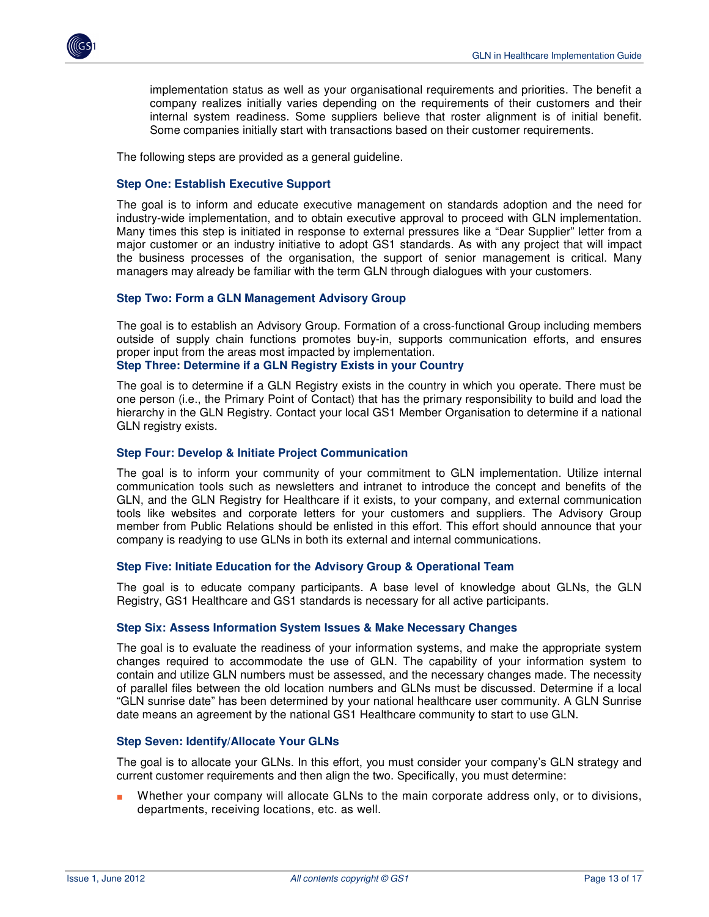implementation status as well as your organisational requirements and priorities. The benefit a company realizes initially varies depending on the requirements of their customers and their internal system readiness. Some suppliers believe that roster alignment is of initial benefit. Some companies initially start with transactions based on their customer requirements.

The following steps are provided as a general guideline.

### Step One: Establish Executive Support

The goal is to inform and educate executive management on standards adoption and the need for industry-wide implementation, and to obtain executive approval to proceed with GLN implementation. Many times this step is initiated in response to external pressures like a "Dear Supplier" letter from a major customer or an industry initiative to adopt GS1 standards. As with any project that will impact the business processes of the organisation, the support of senior management is critical. Many managers may already be familiar with the term GLN through dialogues with your customers.

### Step Two: Form a GLN Management Advisory Group

The goal is to establish an Advisory Group. Formation of a cross-functional Group including members outside of supply chain functions promotes buy-in, supports communication efforts, and ensures proper input from the areas most impacted by implementation.

### Step Three: Determine if a GLN Registry Exists in your Country

The goal is to determine if a GLN Registry exists in the country in which you operate. There must be one person (i.e., the Primary Point of Contact) that has the primary responsibility to build and load the hierarchy in the GLN Registry. Contact your local GS1 Member Organisation to determine if a national GLN registry exists.

### Step Four: Develop & Initiate Project Communication

The goal is to inform your community of your commitment to GLN implementation. Utilize internal communication tools such as newsletters and intranet to introduce the concept and benefits of the GLN, and the GLN Registry for Healthcare if it exists, to your company, and external communication tools like websites and corporate letters for your customers and suppliers. The Advisory Group member from Public Relations should be enlisted in this effort. This effort should announce that your company is readying to use GLNs in both its external and internal communications.

### Step Five: Initiate Education for the Advisory Group & Operational Team

The goal is to educate company participants. A base level of knowledge about GLNs, the GLN Registry, GS1 Healthcare and GS1 standards is necessary for all active participants.

### Step Six: Assess Information System Issues & Make Necessary Changes

The goal is to evaluate the readiness of your information systems, and make the appropriate system changes required to accommodate the use of GLN. The capability of your information system to contain and utilize GLN numbers must be assessed, and the necessary changes made. The necessity of parallel files between the old location numbers and GLNs must be discussed. Determine if a local "GLN sunrise date" has been determined by your national healthcare user community. A GLN Sunrise date means an agreement by the national GS1 Healthcare community to start to use GLN.

### Step Seven: Identify/Allocate Your GLNs

The goal is to allocate your GLNs. In this effort, you must consider your company's GLN strategy and current customer requirements and then align the two. Specifically, you must determine:

- Whether your company will allocate GLNs to the main corporate address only, or to divisions, departments, receiving locations, etc. as well.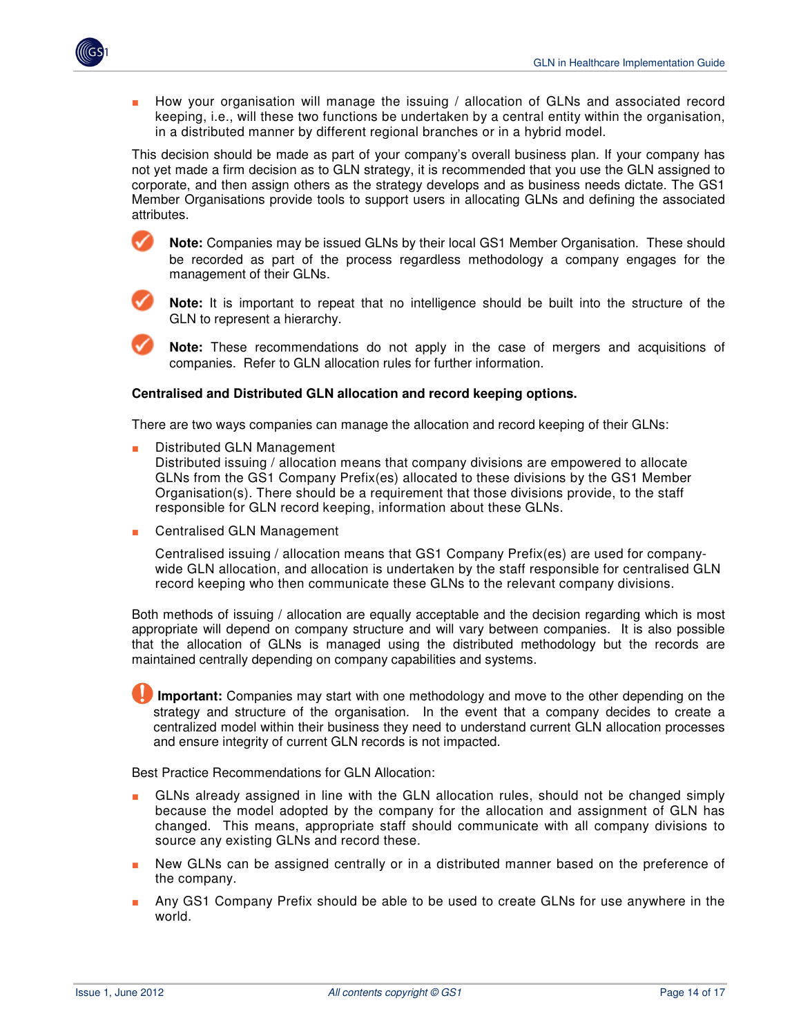- How your organisation will manage the issuing / allocation of GLNs and associated record keeping, i.e., will these two functions be undertaken by a central entity within the organisation, in a distributed manner by different regional branches or in a hybrid model.

This decision should be made as part of your company's overall business plan. If your company has not yet made a firm decision as to GLN strategy, it is recommended that you use the GLN assigned to corporate, and then assign others as the strategy develops and as business needs dictate. The GS1 Member Organisations provide tools to support users in allocating GLNs and defining the associated attributes.

**Note:** Companies may be issued GLNs by their local GS1 Member Organisation. These should be recorded as part of the process regardless methodology a company engages for the management of their GLNs.

**Note:** It is important to repeat that no intelligence should be built into the structure of the GLN to represent a hierarchy.

**Note:** These recommendations do not apply in the case of mergers and acquisitions of companies. Refer to GLN allocation rules for further information.

**Centralised and Distributed GLN allocation and record keeping options.**

There are two ways companies can manage the allocation and record keeping of their GLNs:

- Distributed GLN Management
  Distributed issuing / allocation means that company divisions are empowered to allocate GLNs from the GS1 Company Prefix(es) allocated to these divisions by the GS1 Member Organisation(s). There should be a requirement that those divisions provide, to the staff responsible for GLN record keeping, information about these GLNs.
- Centralised GLN Management

  Centralised issuing / allocation means that GS1 Company Prefix(es) are used for company-wide GLN allocation, and allocation is undertaken by the staff responsible for centralised GLN record keeping who then communicate these GLNs to the relevant company divisions.

Both methods of issuing / allocation are equally acceptable and the decision regarding which is most appropriate will depend on company structure and will vary between companies. It is also possible that the allocation of GLNs is managed using the distributed methodology but the records are maintained centrally depending on company capabilities and systems.

**Important:** Companies may start with one methodology and move to the other depending on the strategy and structure of the organisation. In the event that a company decides to create a centralized model within their business they need to understand current GLN allocation processes and ensure integrity of current GLN records is not impacted.

Best Practice Recommendations for GLN Allocation:

- GLNs already assigned in line with the GLN allocation rules, should not be changed simply because the model adopted by the company for the allocation and assignment of GLN has changed. This means, appropriate staff should communicate with all company divisions to source any existing GLNs and record these.
- New GLNs can be assigned centrally or in a distributed manner based on the preference of the company.
- Any GS1 Company Prefix should be able to be used to create GLNs for use anywhere in the world.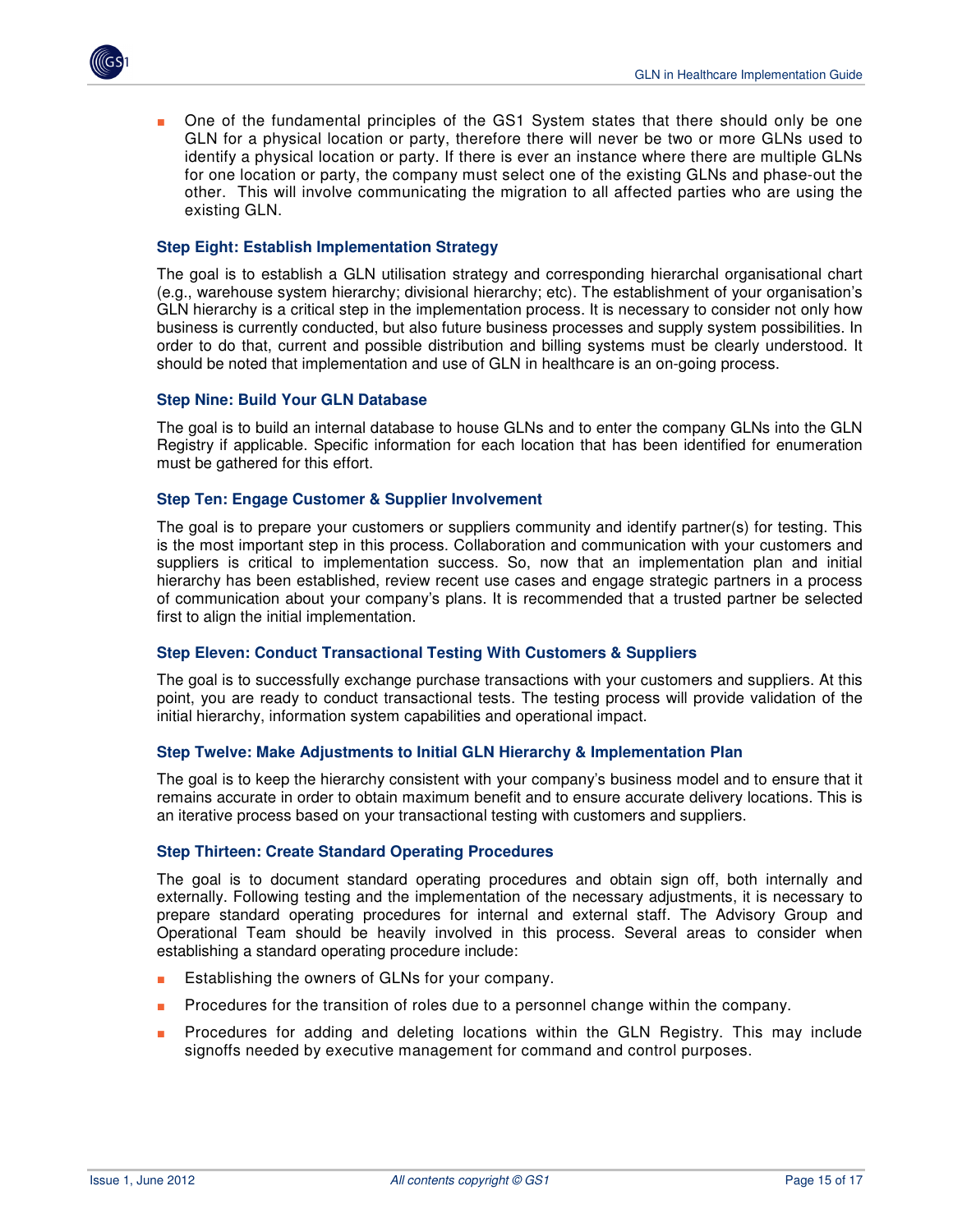- One of the fundamental principles of the GS1 System states that there should only be one GLN for a physical location or party, therefore there will never be two or more GLNs used to identify a physical location or party. If there is ever an instance where there are multiple GLNs for one location or party, the company must select one of the existing GLNs and phase-out the other. This will involve communicating the migration to all affected parties who are using the existing GLN.

### Step Eight: Establish Implementation Strategy

The goal is to establish a GLN utilisation strategy and corresponding hierarchal organisational chart (e.g., warehouse system hierarchy; divisional hierarchy; etc). The establishment of your organisation's GLN hierarchy is a critical step in the implementation process. It is necessary to consider not only how business is currently conducted, but also future business processes and supply system possibilities. In order to do that, current and possible distribution and billing systems must be clearly understood. It should be noted that implementation and use of GLN in healthcare is an on-going process.

### Step Nine: Build Your GLN Database

The goal is to build an internal database to house GLNs and to enter the company GLNs into the GLN Registry if applicable. Specific information for each location that has been identified for enumeration must be gathered for this effort.

### Step Ten: Engage Customer & Supplier Involvement

The goal is to prepare your customers or suppliers community and identify partner(s) for testing. This is the most important step in this process. Collaboration and communication with your customers and suppliers is critical to implementation success. So, now that an implementation plan and initial hierarchy has been established, review recent use cases and engage strategic partners in a process of communication about your company's plans. It is recommended that a trusted partner be selected first to align the initial implementation.

### Step Eleven: Conduct Transactional Testing With Customers & Suppliers

The goal is to successfully exchange purchase transactions with your customers and suppliers. At this point, you are ready to conduct transactional tests. The testing process will provide validation of the initial hierarchy, information system capabilities and operational impact.

### Step Twelve: Make Adjustments to Initial GLN Hierarchy & Implementation Plan

The goal is to keep the hierarchy consistent with your company's business model and to ensure that it remains accurate in order to obtain maximum benefit and to ensure accurate delivery locations. This is an iterative process based on your transactional testing with customers and suppliers.

### Step Thirteen: Create Standard Operating Procedures

The goal is to document standard operating procedures and obtain sign off, both internally and externally. Following testing and the implementation of the necessary adjustments, it is necessary to prepare standard operating procedures for internal and external staff. The Advisory Group and Operational Team should be heavily involved in this process. Several areas to consider when establishing a standard operating procedure include:

- Establishing the owners of GLNs for your company.
- Procedures for the transition of roles due to a personnel change within the company.
- Procedures for adding and deleting locations within the GLN Registry. This may include signoffs needed by executive management for command and control purposes.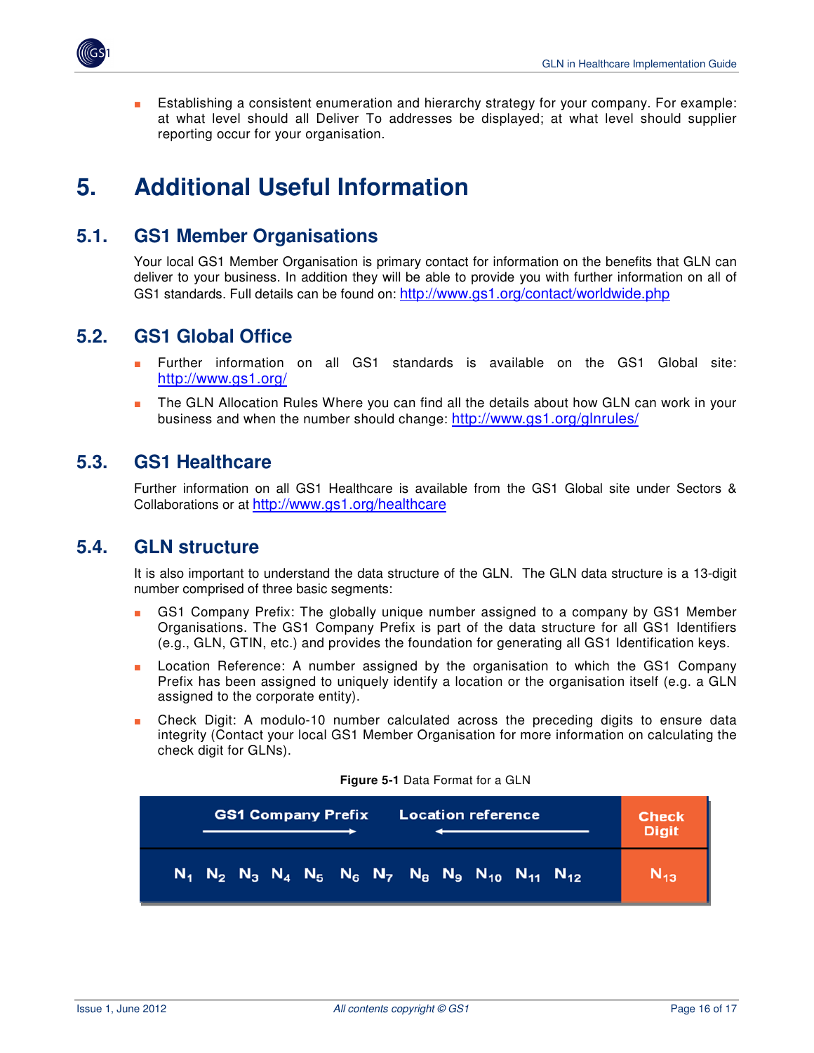- Establishing a consistent enumeration and hierarchy strategy for your company. For example: at what level should all Deliver To addresses be displayed; at what level should supplier reporting occur for your organisation.

# 5. Additional Useful Information

## 5.1. GS1 Member Organisations

Your local GS1 Member Organisation is primary contact for information on the benefits that GLN can deliver to your business. In addition they will be able to provide you with further information on all of GS1 standards. Full details can be found on: http://www.gs1.org/contact/worldwide.php

## 5.2. GS1 Global Office

- Further information on all GS1 standards is available on the GS1 Global site: http://www.gs1.org/
- The GLN Allocation Rules Where you can find all the details about how GLN can work in your business and when the number should change: http://www.gs1.org/glnrules/

## 5.3. GS1 Healthcare

Further information on all GS1 Healthcare is available from the GS1 Global site under Sectors & Collaborations or at http://www.gs1.org/healthcare

## 5.4. GLN structure

It is also important to understand the data structure of the GLN. The GLN data structure is a 13-digit number comprised of three basic segments:

- GS1 Company Prefix: The globally unique number assigned to a company by GS1 Member Organisations. The GS1 Company Prefix is part of the data structure for all GS1 Identifiers (e.g., GLN, GTIN, etc.) and provides the foundation for generating all GS1 Identification keys.
- Location Reference: A number assigned by the organisation to which the GS1 Company Prefix has been assigned to uniquely identify a location or the organisation itself (e.g. a GLN assigned to the corporate entity).
- Check Digit: A modulo-10 number calculated across the preceding digits to ensure data integrity (Contact your local GS1 Member Organisation for more information on calculating the check digit for GLNs).

**Figure 5-1** Data Format for a GLN

GS1 Company Prefix → ← Location reference

Check Digit

$N_1$ $N_2$ $N_3$ $N_4$ $N_5$ $N_6$ $N_7$ $N_8$ $N_9$ $N_{10}$ $N_{11}$ $N_{12}$

$N_{13}$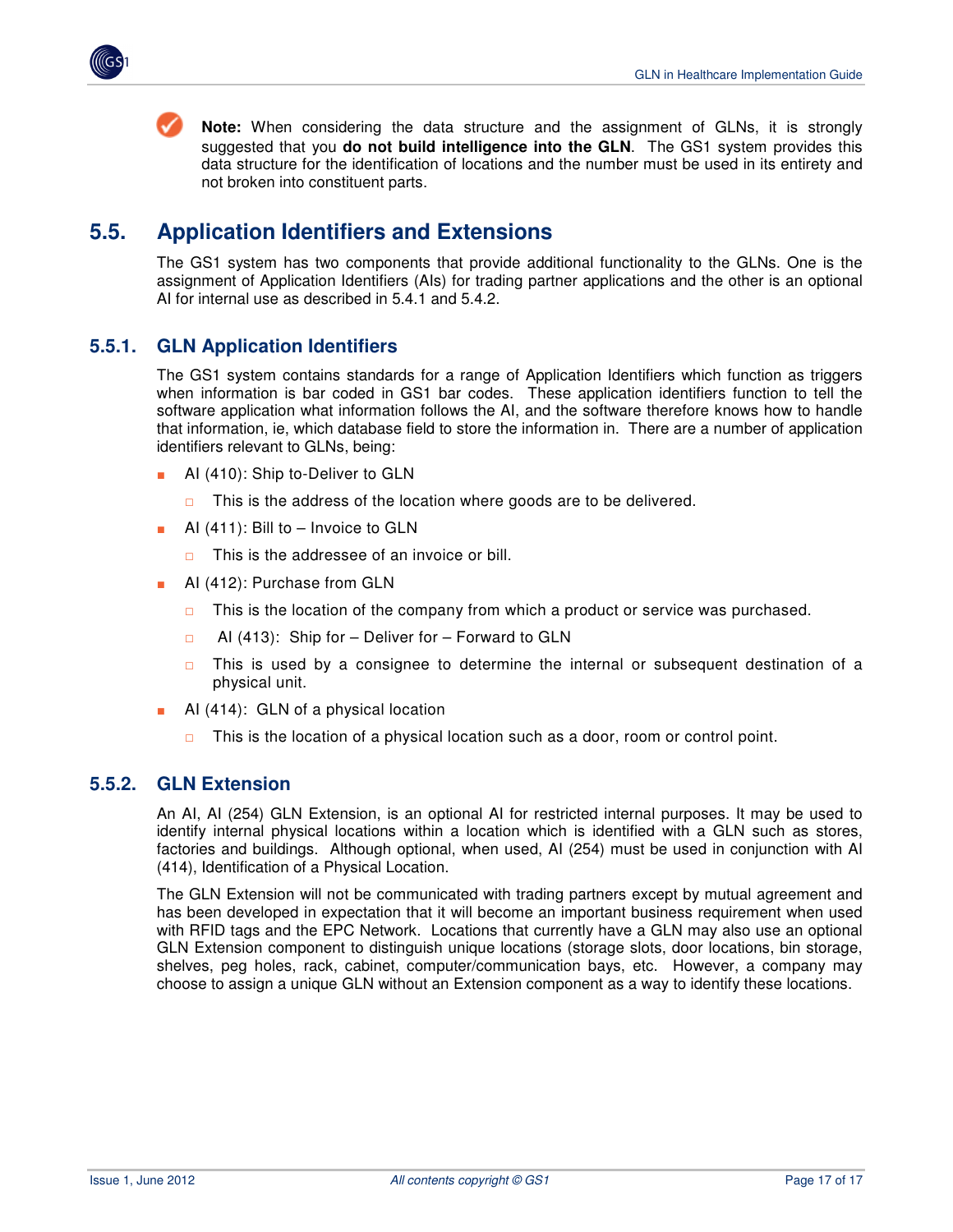**Note:** When considering the data structure and the assignment of GLNs, it is strongly suggested that you **do not build intelligence into the GLN**. The GS1 system provides this data structure for the identification of locations and the number must be used in its entirety and not broken into constituent parts.

## 5.5. Application Identifiers and Extensions

The GS1 system has two components that provide additional functionality to the GLNs. One is the assignment of Application Identifiers (AIs) for trading partner applications and the other is an optional AI for internal use as described in 5.4.1 and 5.4.2.

### 5.5.1. GLN Application Identifiers

The GS1 system contains standards for a range of Application Identifiers which function as triggers when information is bar coded in GS1 bar codes. These application identifiers function to tell the software application what information follows the AI, and the software therefore knows how to handle that information, ie, which database field to store the information in. There are a number of application identifiers relevant to GLNs, being:

- AI (410): Ship to-Deliver to GLN
  - This is the address of the location where goods are to be delivered.
- AI (411): Bill to – Invoice to GLN
  - This is the addressee of an invoice or bill.
- AI (412): Purchase from GLN
  - This is the location of the company from which a product or service was purchased.
  - AI (413): Ship for – Deliver for – Forward to GLN
  - This is used by a consignee to determine the internal or subsequent destination of a physical unit.
- AI (414): GLN of a physical location
  - This is the location of a physical location such as a door, room or control point.

### 5.5.2. GLN Extension

An AI, AI (254) GLN Extension, is an optional AI for restricted internal purposes. It may be used to identify internal physical locations within a location which is identified with a GLN such as stores, factories and buildings. Although optional, when used, AI (254) must be used in conjunction with AI (414), Identification of a Physical Location.

The GLN Extension will not be communicated with trading partners except by mutual agreement and has been developed in expectation that it will become an important business requirement when used with RFID tags and the EPC Network. Locations that currently have a GLN may also use an optional GLN Extension component to distinguish unique locations (storage slots, door locations, bin storage, shelves, peg holes, rack, cabinet, computer/communication bays, etc. However, a company may choose to assign a unique GLN without an Extension component as a way to identify these locations.